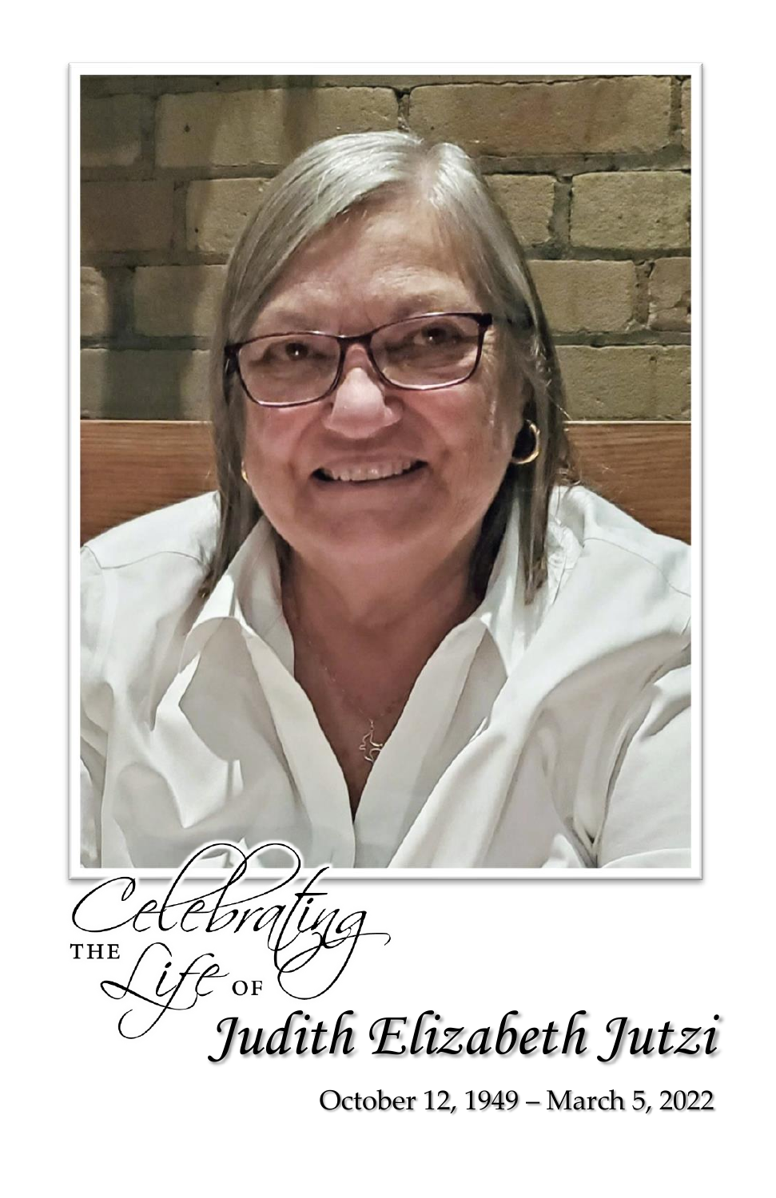*Celebrating the Life of*

# *Judith Elizabeth Jutzi*

October 12, 1949 – March 5, 2022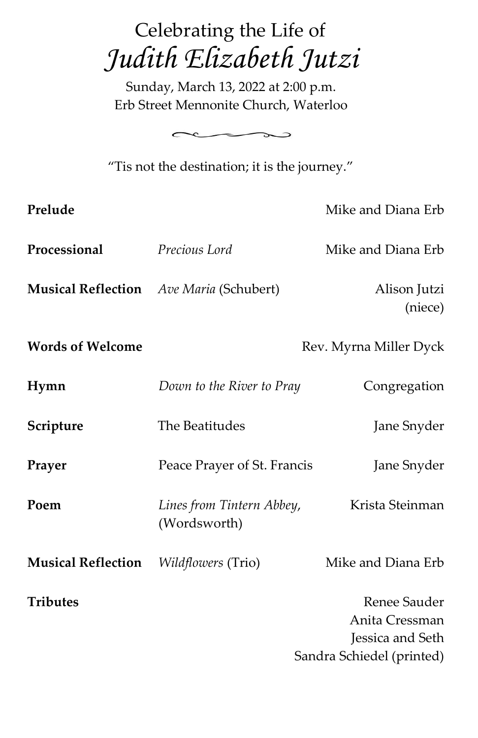# Celebrating the Life of
# *Judith Elizabeth Jutzi*

Sunday, March 13, 2022 at 2:00 p.m.
Erb Street Mennonite Church, Waterloo

"Tis not the destination; it is the journey."

| | | |
|---|---|---|
| **Prelude** | | Mike and Diana Erb |
| **Processional** | *Precious Lord* | Mike and Diana Erb |
| **Musical Reflection** | *Ave Maria* (Schubert) | Alison Jutzi (niece) |
| **Words of Welcome** | | Rev. Myrna Miller Dyck |
| **Hymn** | *Down to the River to Pray* | Congregation |
| **Scripture** | The Beatitudes | Jane Snyder |
| **Prayer** | Peace Prayer of St. Francis | Jane Snyder |
| **Poem** | *Lines from Tintern Abbey*, (Wordsworth) | Krista Steinman |
| **Musical Reflection** | *Wildflowers* (Trio) | Mike and Diana Erb |
| **Tributes** | | Renee Sauder<br>Anita Cressman<br>Jessica and Seth<br>Sandra Schiedel (printed) |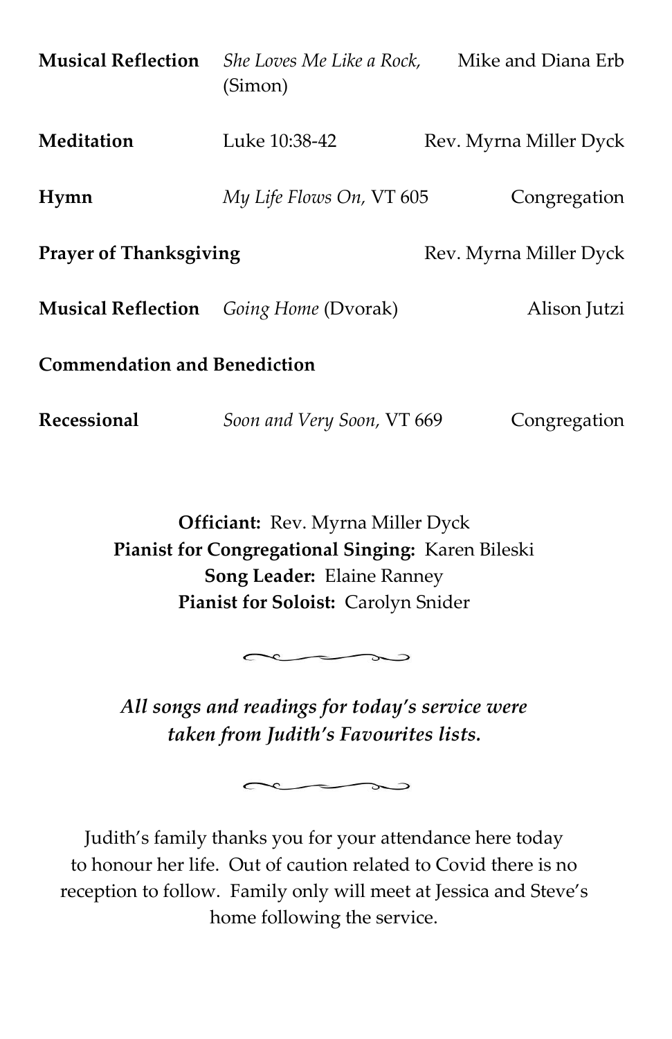| | | |
|---|---|---|
| **Musical Reflection** | *She Loves Me Like a Rock,* (Simon) | Mike and Diana Erb |
| **Meditation** | Luke 10:38-42 | Rev. Myrna Miller Dyck |
| **Hymn** | *My Life Flows On,* VT 605 | Congregation |
| **Prayer of Thanksgiving** | | Rev. Myrna Miller Dyck |
| **Musical Reflection** | *Going Home* (Dvorak) | Alison Jutzi |
| **Commendation and Benediction** | | |
| **Recessional** | *Soon and Very Soon,* VT 669 | Congregation |

**Officiant:** Rev. Myrna Miller Dyck
**Pianist for Congregational Singing:** Karen Bileski
**Song Leader:** Elaine Ranney
**Pianist for Soloist:** Carolyn Snider

***All songs and readings for today's service were taken from Judith's Favourites lists.***

Judith's family thanks you for your attendance here today to honour her life. Out of caution related to Covid there is no reception to follow. Family only will meet at Jessica and Steve's home following the service.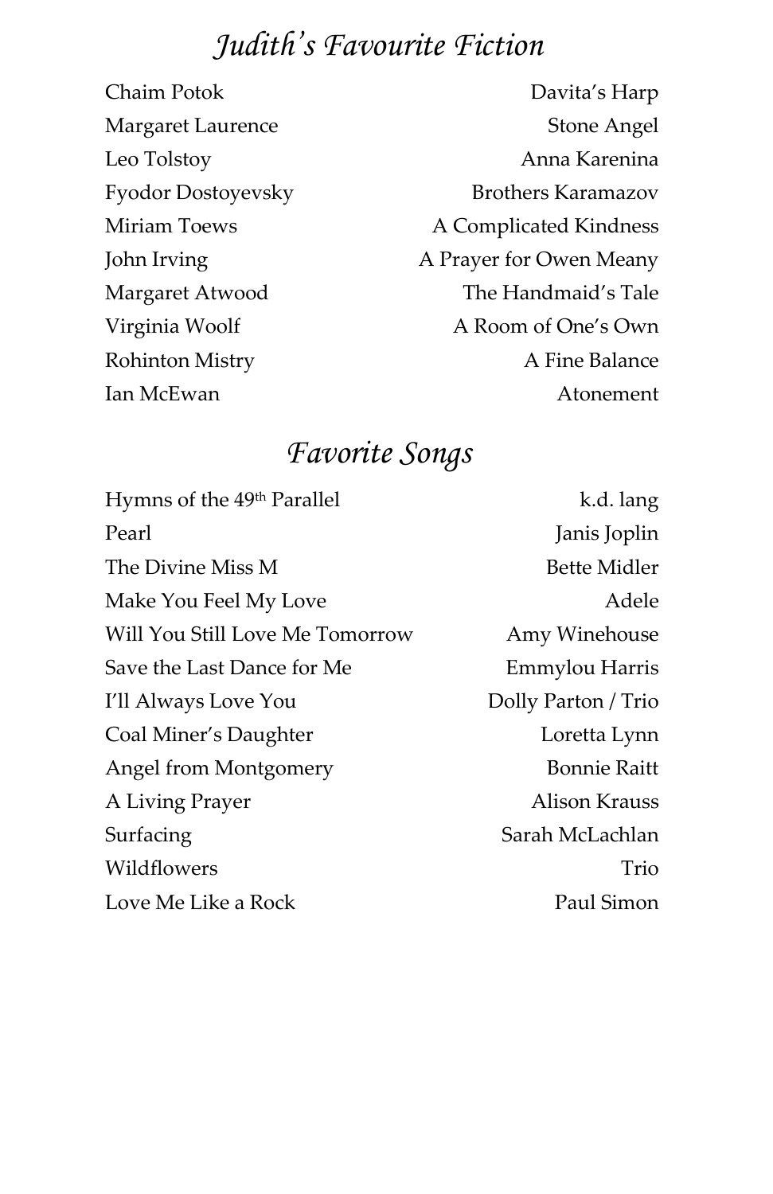## *Judith's Favourite Fiction*

| | |
|---|---|
| Chaim Potok | Davita's Harp |
| Margaret Laurence | Stone Angel |
| Leo Tolstoy | Anna Karenina |
| Fyodor Dostoyevsky | Brothers Karamazov |
| Miriam Toews | A Complicated Kindness |
| John Irving | A Prayer for Owen Meany |
| Margaret Atwood | The Handmaid's Tale |
| Virginia Woolf | A Room of One's Own |
| Rohinton Mistry | A Fine Balance |
| Ian McEwan | Atonement |

## *Favorite Songs*

| | |
|---|---|
| Hymns of the 49th Parallel | k.d. lang |
| Pearl | Janis Joplin |
| The Divine Miss M | Bette Midler |
| Make You Feel My Love | Adele |
| Will You Still Love Me Tomorrow | Amy Winehouse |
| Save the Last Dance for Me | Emmylou Harris |
| I'll Always Love You | Dolly Parton / Trio |
| Coal Miner's Daughter | Loretta Lynn |
| Angel from Montgomery | Bonnie Raitt |
| A Living Prayer | Alison Krauss |
| Surfacing | Sarah McLachlan |
| Wildflowers | Trio |
| Love Me Like a Rock | Paul Simon |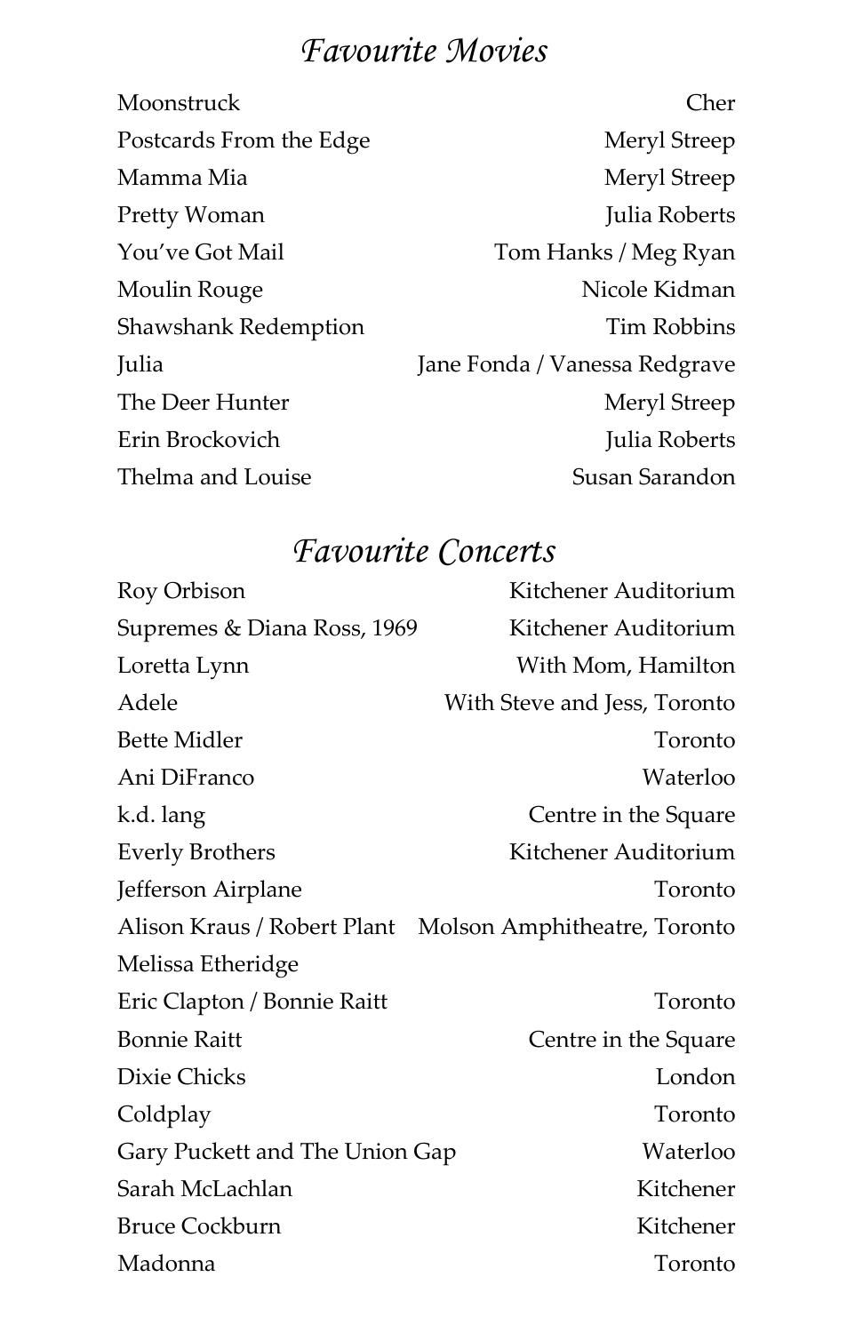# *Favourite Movies*

| Movie | Star |
| --- | --- |
| Moonstruck | Cher |
| Postcards From the Edge | Meryl Streep |
| Mamma Mia | Meryl Streep |
| Pretty Woman | Julia Roberts |
| You've Got Mail | Tom Hanks / Meg Ryan |
| Moulin Rouge | Nicole Kidman |
| Shawshank Redemption | Tim Robbins |
| Julia | Jane Fonda / Vanessa Redgrave |
| The Deer Hunter | Meryl Streep |
| Erin Brockovich | Julia Roberts |
| Thelma and Louise | Susan Sarandon |

# *Favourite Concerts*

| Artist | Venue |
| --- | --- |
| Roy Orbison | Kitchener Auditorium |
| Supremes & Diana Ross, 1969 | Kitchener Auditorium |
| Loretta Lynn | With Mom, Hamilton |
| Adele | With Steve and Jess, Toronto |
| Bette Midler | Toronto |
| Ani DiFranco | Waterloo |
| k.d. lang | Centre in the Square |
| Everly Brothers | Kitchener Auditorium |
| Jefferson Airplane | Toronto |
| Alison Kraus / Robert Plant | Molson Amphitheatre, Toronto |
| Melissa Etheridge | |
| Eric Clapton / Bonnie Raitt | Toronto |
| Bonnie Raitt | Centre in the Square |
| Dixie Chicks | London |
| Coldplay | Toronto |
| Gary Puckett and The Union Gap | Waterloo |
| Sarah McLachlan | Kitchener |
| Bruce Cockburn | Kitchener |
| Madonna | Toronto |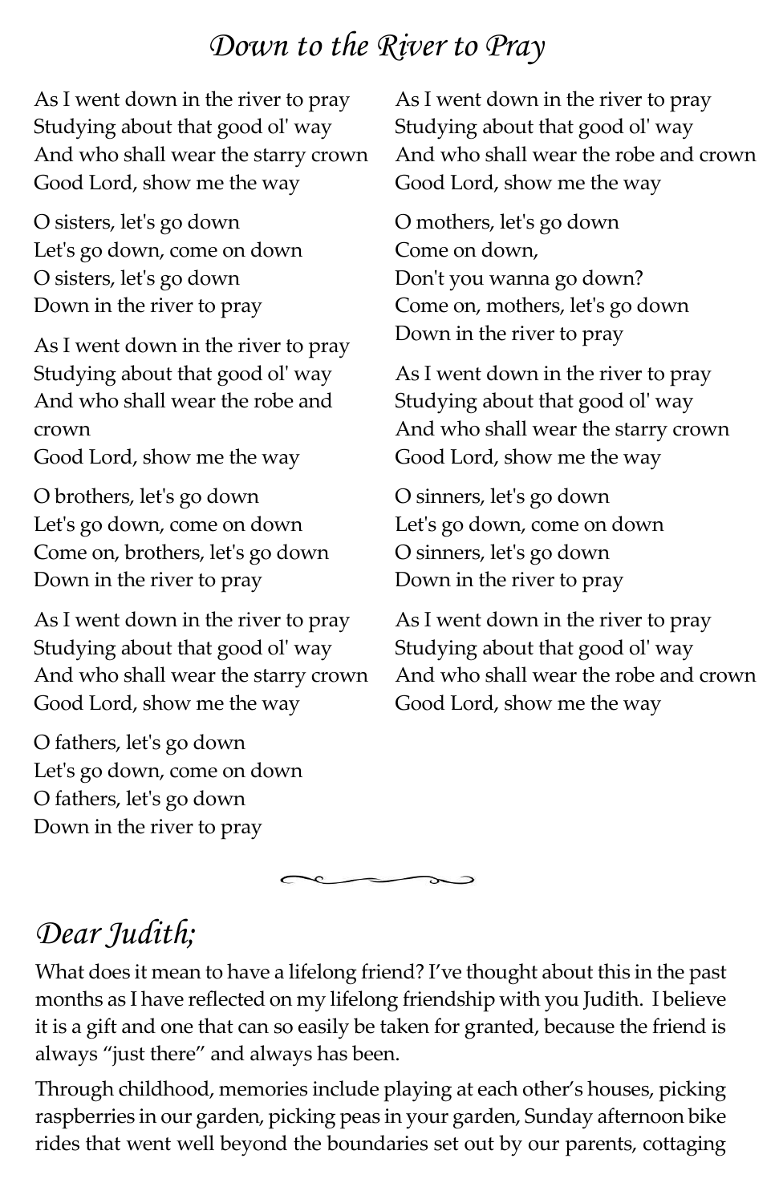# *Down to the River to Pray*

As I went down in the river to pray
Studying about that good ol' way
And who shall wear the starry crown
Good Lord, show me the way

O sisters, let's go down
Let's go down, come on down
O sisters, let's go down
Down in the river to pray

As I went down in the river to pray
Studying about that good ol' way
And who shall wear the robe and crown
Good Lord, show me the way

O brothers, let's go down
Let's go down, come on down
Come on, brothers, let's go down
Down in the river to pray

As I went down in the river to pray
Studying about that good ol' way
And who shall wear the starry crown
Good Lord, show me the way

O fathers, let's go down
Let's go down, come on down
O fathers, let's go down
Down in the river to pray

As I went down in the river to pray
Studying about that good ol' way
And who shall wear the robe and crown
Good Lord, show me the way

O mothers, let's go down
Come on down,
Don't you wanna go down?
Come on, mothers, let's go down
Down in the river to pray

As I went down in the river to pray
Studying about that good ol' way
And who shall wear the starry crown
Good Lord, show me the way

O sinners, let's go down
Let's go down, come on down
O sinners, let's go down
Down in the river to pray

As I went down in the river to pray
Studying about that good ol' way
And who shall wear the robe and crown
Good Lord, show me the way

## *Dear Judith;*

What does it mean to have a lifelong friend? I've thought about this in the past months as I have reflected on my lifelong friendship with you Judith. I believe it is a gift and one that can so easily be taken for granted, because the friend is always "just there" and always has been.

Through childhood, memories include playing at each other's houses, picking raspberries in our garden, picking peas in your garden, Sunday afternoon bike rides that went well beyond the boundaries set out by our parents, cottaging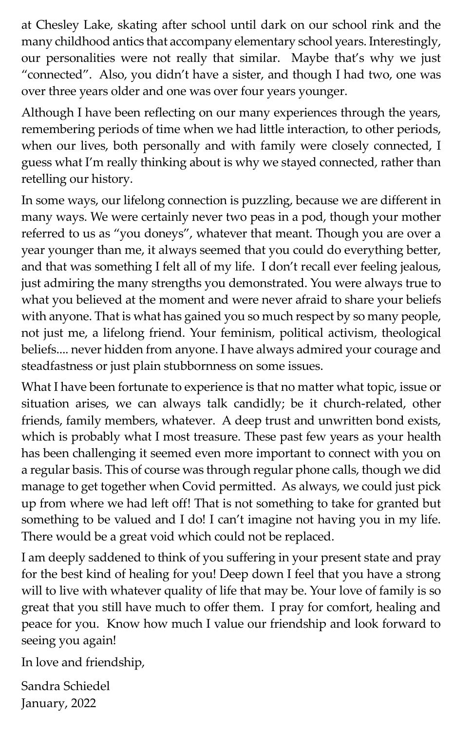at Chesley Lake, skating after school until dark on our school rink and the many childhood antics that accompany elementary school years. Interestingly, our personalities were not really that similar. Maybe that's why we just "connected". Also, you didn't have a sister, and though I had two, one was over three years older and one was over four years younger.

Although I have been reflecting on our many experiences through the years, remembering periods of time when we had little interaction, to other periods, when our lives, both personally and with family were closely connected, I guess what I'm really thinking about is why we stayed connected, rather than retelling our history.

In some ways, our lifelong connection is puzzling, because we are different in many ways. We were certainly never two peas in a pod, though your mother referred to us as "you doneys", whatever that meant. Though you are over a year younger than me, it always seemed that you could do everything better, and that was something I felt all of my life. I don't recall ever feeling jealous, just admiring the many strengths you demonstrated. You were always true to what you believed at the moment and were never afraid to share your beliefs with anyone. That is what has gained you so much respect by so many people, not just me, a lifelong friend. Your feminism, political activism, theological beliefs.... never hidden from anyone. I have always admired your courage and steadfastness or just plain stubbornness on some issues.

What I have been fortunate to experience is that no matter what topic, issue or situation arises, we can always talk candidly; be it church-related, other friends, family members, whatever. A deep trust and unwritten bond exists, which is probably what I most treasure. These past few years as your health has been challenging it seemed even more important to connect with you on a regular basis. This of course was through regular phone calls, though we did manage to get together when Covid permitted. As always, we could just pick up from where we had left off! That is not something to take for granted but something to be valued and I do! I can't imagine not having you in my life. There would be a great void which could not be replaced.

I am deeply saddened to think of you suffering in your present state and pray for the best kind of healing for you! Deep down I feel that you have a strong will to live with whatever quality of life that may be. Your love of family is so great that you still have much to offer them. I pray for comfort, healing and peace for you. Know how much I value our friendship and look forward to seeing you again!

In love and friendship,

Sandra Schiedel
January, 2022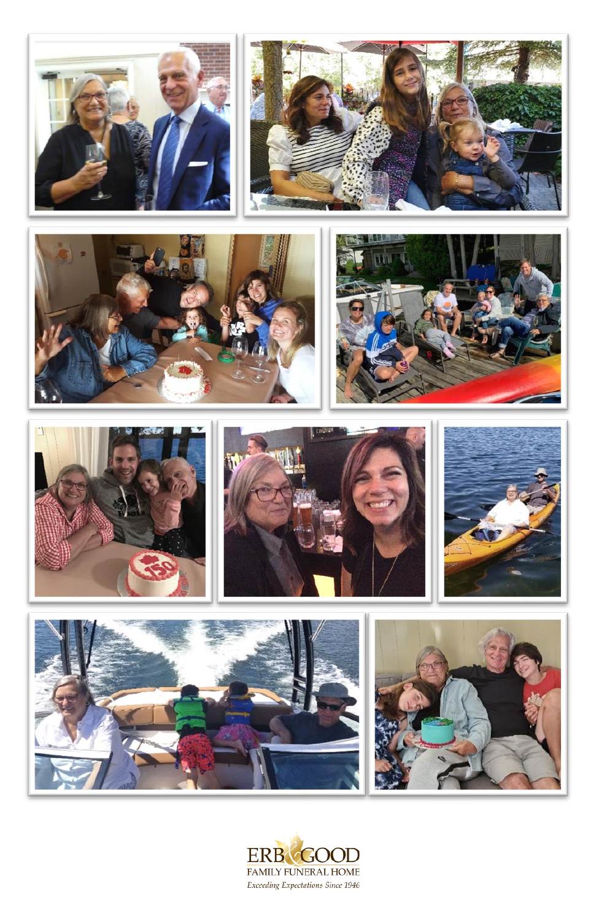ERB & GOOD
FAMILY FUNERAL HOME
*Exceeding Expectations Since 1946*